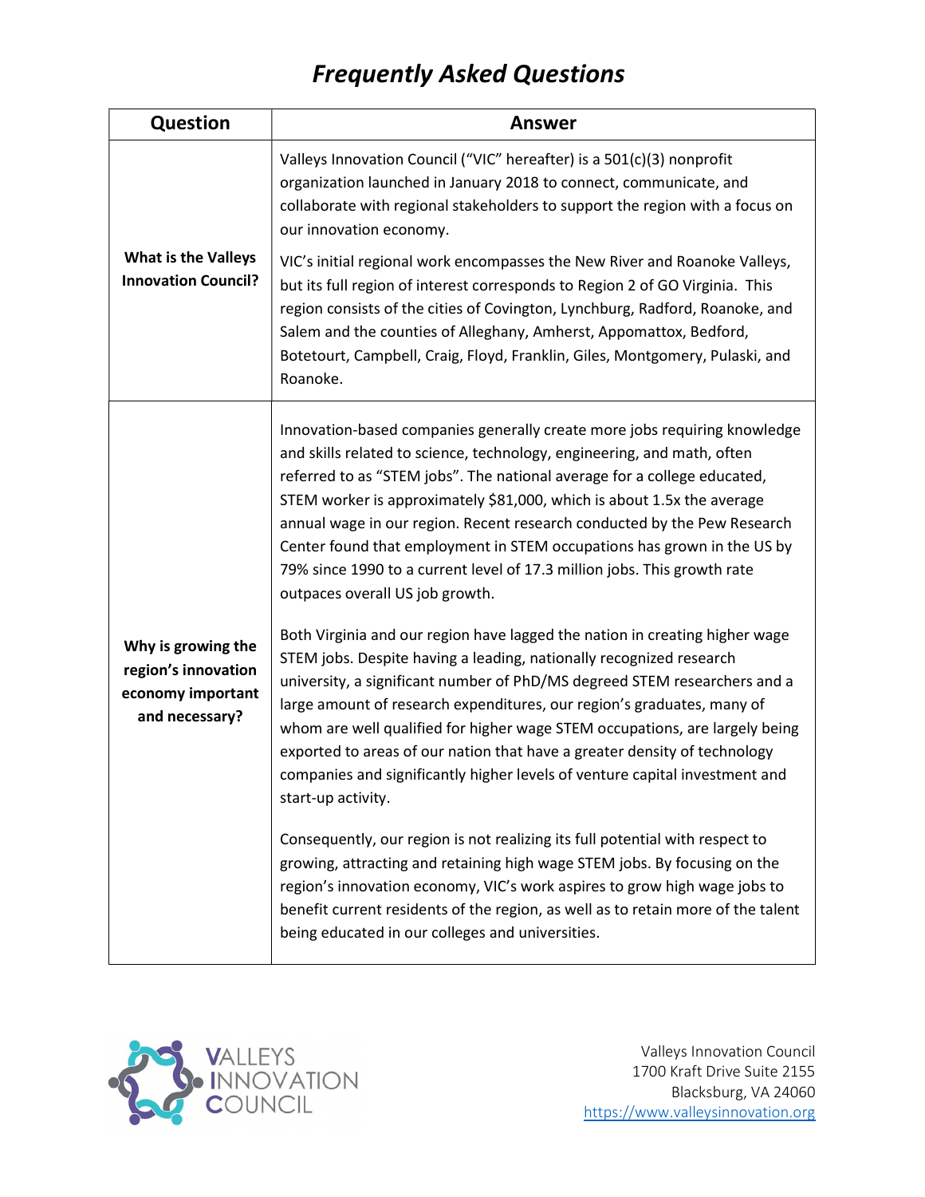# *Frequently Asked Questions*

| Question | Answer |
|---|---|
| **What is the Valleys Innovation Council?** | Valleys Innovation Council ("VIC" hereafter) is a 501(c)(3) nonprofit organization launched in January 2018 to connect, communicate, and collaborate with regional stakeholders to support the region with a focus on our innovation economy.<br><br>VIC's initial regional work encompasses the New River and Roanoke Valleys, but its full region of interest corresponds to Region 2 of GO Virginia. This region consists of the cities of Covington, Lynchburg, Radford, Roanoke, and Salem and the counties of Alleghany, Amherst, Appomattox, Bedford, Botetourt, Campbell, Craig, Floyd, Franklin, Giles, Montgomery, Pulaski, and Roanoke. |
| **Why is growing the region's innovation economy important and necessary?** | Innovation-based companies generally create more jobs requiring knowledge and skills related to science, technology, engineering, and math, often referred to as "STEM jobs". The national average for a college educated, STEM worker is approximately $81,000, which is about 1.5x the average annual wage in our region. Recent research conducted by the Pew Research Center found that employment in STEM occupations has grown in the US by 79% since 1990 to a current level of 17.3 million jobs. This growth rate outpaces overall US job growth.<br><br>Both Virginia and our region have lagged the nation in creating higher wage STEM jobs. Despite having a leading, nationally recognized research university, a significant number of PhD/MS degreed STEM researchers and a large amount of research expenditures, our region's graduates, many of whom are well qualified for higher wage STEM occupations, are largely being exported to areas of our nation that have a greater density of technology companies and significantly higher levels of venture capital investment and start-up activity.<br><br>Consequently, our region is not realizing its full potential with respect to growing, attracting and retaining high wage STEM jobs. By focusing on the region's innovation economy, VIC's work aspires to grow high wage jobs to benefit current residents of the region, as well as to retain more of the talent being educated in our colleges and universities. |

VALLEYS INNOVATION COUNCIL

Valleys Innovation Council
1700 Kraft Drive Suite 2155
Blacksburg, VA 24060
https://www.valleysinnovation.org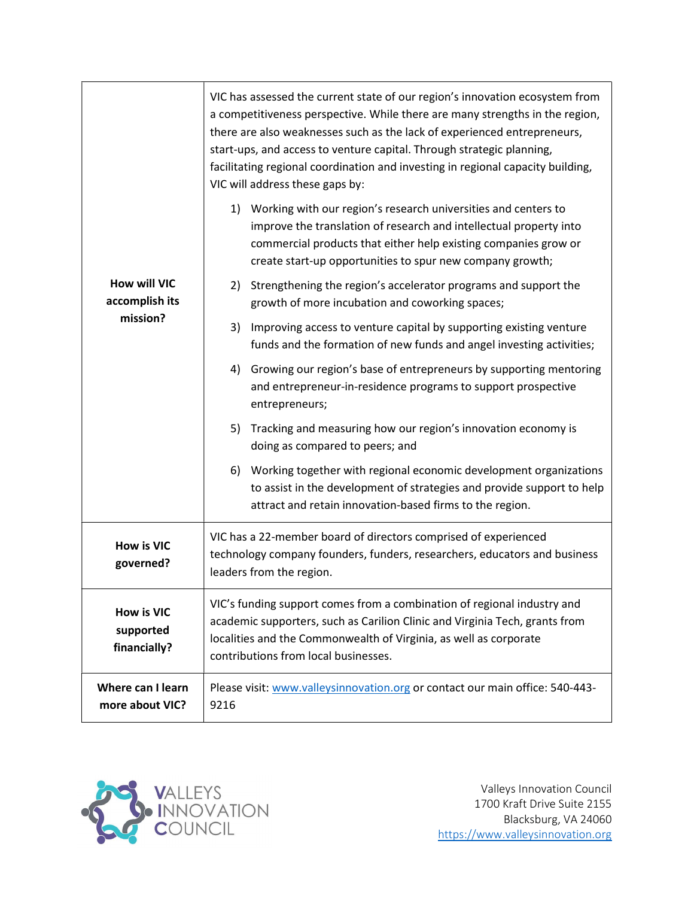| | |
|---|---|
| **How will VIC accomplish its mission?** | VIC has assessed the current state of our region's innovation ecosystem from a competitiveness perspective. While there are many strengths in the region, there are also weaknesses such as the lack of experienced entrepreneurs, start-ups, and access to venture capital. Through strategic planning, facilitating regional coordination and investing in regional capacity building, VIC will address these gaps by:<br><br>1) Working with our region's research universities and centers to improve the translation of research and intellectual property into commercial products that either help existing companies grow or create start-up opportunities to spur new company growth;<br>2) Strengthening the region's accelerator programs and support the growth of more incubation and coworking spaces;<br>3) Improving access to venture capital by supporting existing venture funds and the formation of new funds and angel investing activities;<br>4) Growing our region's base of entrepreneurs by supporting mentoring and entrepreneur-in-residence programs to support prospective entrepreneurs;<br>5) Tracking and measuring how our region's innovation economy is doing as compared to peers; and<br>6) Working together with regional economic development organizations to assist in the development of strategies and provide support to help attract and retain innovation-based firms to the region. |
| **How is VIC governed?** | VIC has a 22-member board of directors comprised of experienced technology company founders, funders, researchers, educators and business leaders from the region. |
| **How is VIC supported financially?** | VIC's funding support comes from a combination of regional industry and academic supporters, such as Carilion Clinic and Virginia Tech, grants from localities and the Commonwealth of Virginia, as well as corporate contributions from local businesses. |
| **Where can I learn more about VIC?** | Please visit: [www.valleysinnovation.org](http://www.valleysinnovation.org) or contact our main office: 540-443-9216 |

VALLEYS INNOVATION COUNCIL

Valleys Innovation Council
1700 Kraft Drive Suite 2155
Blacksburg, VA 24060
[https://www.valleysinnovation.org](https://www.valleysinnovation.org)